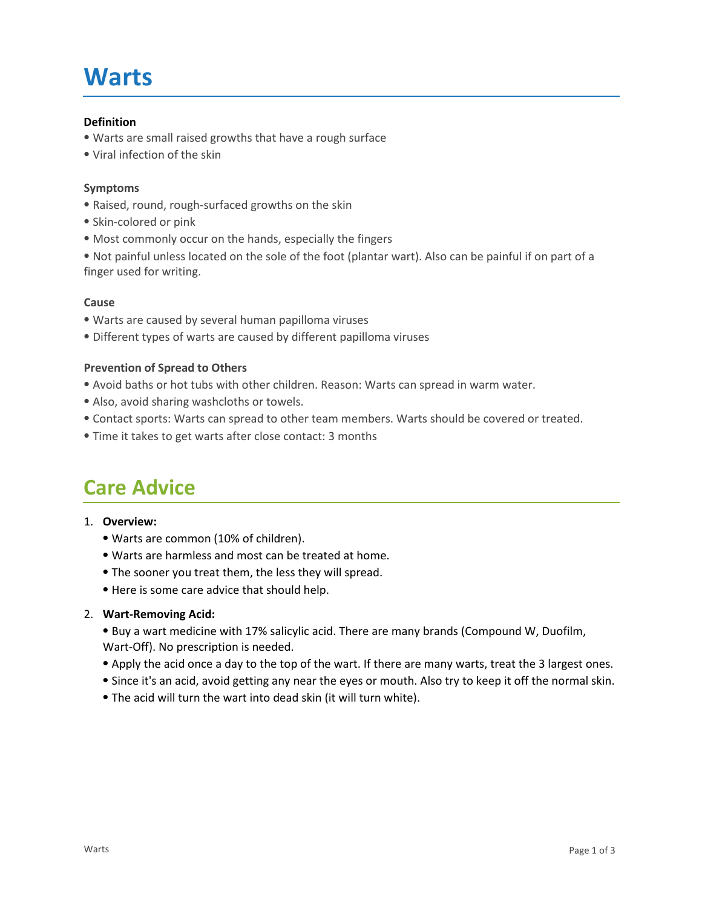# Warts

### Definition

- Warts are small raised growths that have a rough surface
- Viral infection of the skin

### Symptoms

- Raised, round, rough-surfaced growths on the skin
- Skin-colored or pink
- Most commonly occur on the hands, especially the fingers
- Not painful unless located on the sole of the foot (plantar wart). Also can be painful if on part of a finger used for writing.

### Cause

- Warts are caused by several human papilloma viruses
- Different types of warts are caused by different papilloma viruses

### Prevention of Spread to Others

- Avoid baths or hot tubs with other children. Reason: Warts can spread in warm water.
- Also, avoid sharing washcloths or towels.
- Contact sports: Warts can spread to other team members. Warts should be covered or treated.
- Time it takes to get warts after close contact: 3 months

# Care Advice

1. **Overview:**
   - Warts are common (10% of children).
   - Warts are harmless and most can be treated at home.
   - The sooner you treat them, the less they will spread.
   - Here is some care advice that should help.
2. **Wart-Removing Acid:**
   - Buy a wart medicine with 17% salicylic acid. There are many brands (Compound W, Duofilm, Wart-Off). No prescription is needed.
   - Apply the acid once a day to the top of the wart. If there are many warts, treat the 3 largest ones.
   - Since it's an acid, avoid getting any near the eyes or mouth. Also try to keep it off the normal skin.
   - The acid will turn the wart into dead skin (it will turn white).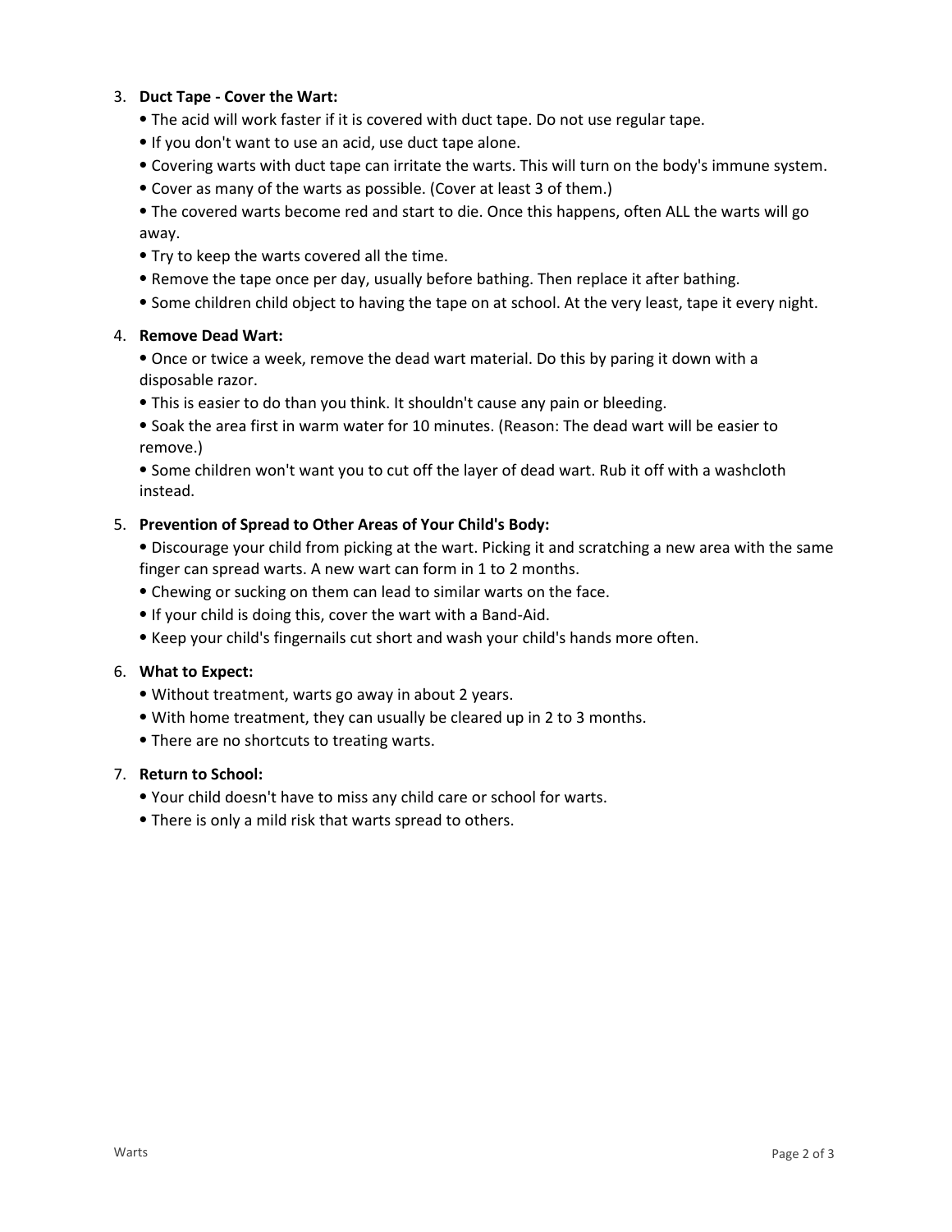3. **Duct Tape - Cover the Wart:**
   - The acid will work faster if it is covered with duct tape. Do not use regular tape.
   - If you don't want to use an acid, use duct tape alone.
   - Covering warts with duct tape can irritate the warts. This will turn on the body's immune system.
   - Cover as many of the warts as possible. (Cover at least 3 of them.)
   - The covered warts become red and start to die. Once this happens, often ALL the warts will go away.
   - Try to keep the warts covered all the time.
   - Remove the tape once per day, usually before bathing. Then replace it after bathing.
   - Some children child object to having the tape on at school. At the very least, tape it every night.

4. **Remove Dead Wart:**
   - Once or twice a week, remove the dead wart material. Do this by paring it down with a disposable razor.
   - This is easier to do than you think. It shouldn't cause any pain or bleeding.
   - Soak the area first in warm water for 10 minutes. (Reason: The dead wart will be easier to remove.)
   - Some children won't want you to cut off the layer of dead wart. Rub it off with a washcloth instead.

5. **Prevention of Spread to Other Areas of Your Child's Body:**
   - Discourage your child from picking at the wart. Picking it and scratching a new area with the same finger can spread warts. A new wart can form in 1 to 2 months.
   - Chewing or sucking on them can lead to similar warts on the face.
   - If your child is doing this, cover the wart with a Band-Aid.
   - Keep your child's fingernails cut short and wash your child's hands more often.

6. **What to Expect:**
   - Without treatment, warts go away in about 2 years.
   - With home treatment, they can usually be cleared up in 2 to 3 months.
   - There are no shortcuts to treating warts.

7. **Return to School:**
   - Your child doesn't have to miss any child care or school for warts.
   - There is only a mild risk that warts spread to others.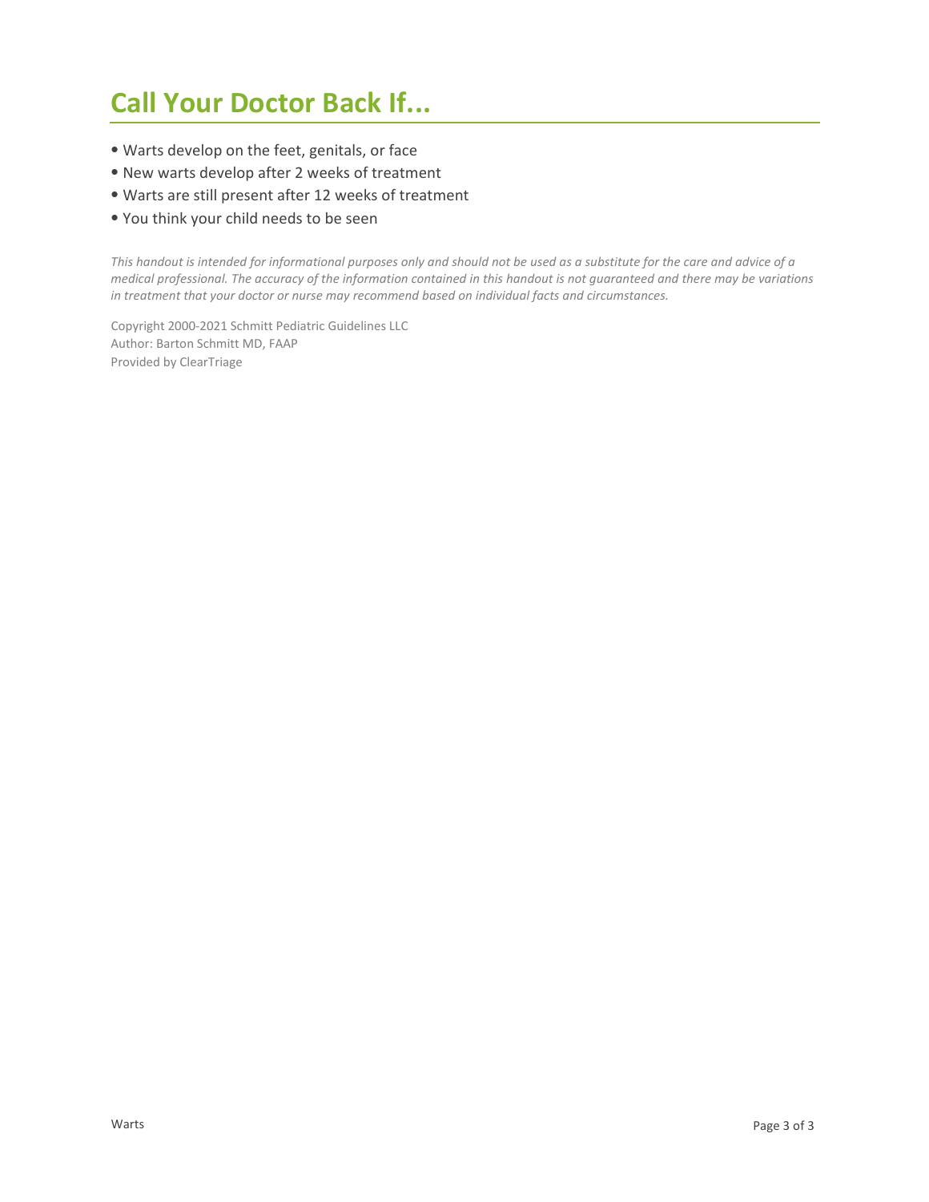# Call Your Doctor Back If...

- Warts develop on the feet, genitals, or face
- New warts develop after 2 weeks of treatment
- Warts are still present after 12 weeks of treatment
- You think your child needs to be seen

*This handout is intended for informational purposes only and should not be used as a substitute for the care and advice of a medical professional. The accuracy of the information contained in this handout is not guaranteed and there may be variations in treatment that your doctor or nurse may recommend based on individual facts and circumstances.*

Copyright 2000-2021 Schmitt Pediatric Guidelines LLC
Author: Barton Schmitt MD, FAAP
Provided by ClearTriage